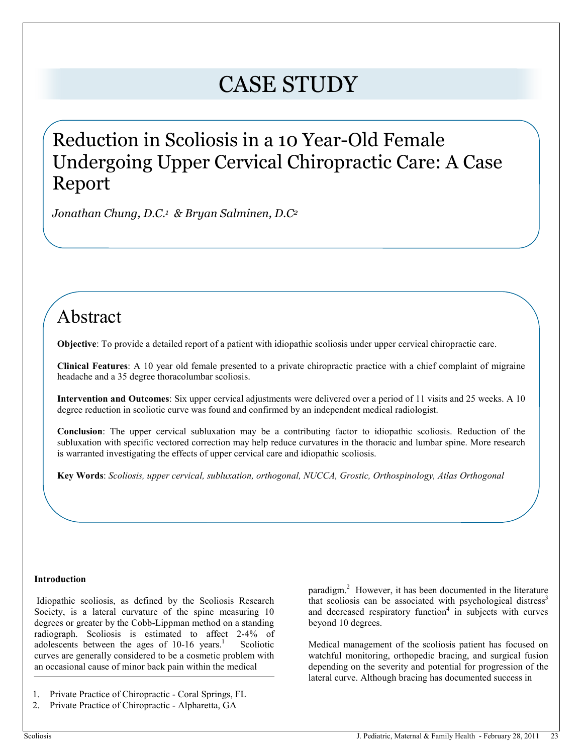# CASE STUDY

# Reduction in Scoliosis in a 10 Year-Old Female Undergoing Upper Cervical Chiropractic Care: A Case Report

*Jonathan Chung, D.C.[1] & Bryan Salminen, D.C[2]*

## Abstract

**Objective**: To provide a detailed report of a patient with idiopathic scoliosis under upper cervical chiropractic care.

**Clinical Features**: A 10 year old female presented to a private chiropractic practice with a chief complaint of migraine headache and a 35 degree thoracolumbar scoliosis.

**Intervention and Outcomes**: Six upper cervical adjustments were delivered over a period of 11 visits and 25 weeks. A 10 degree reduction in scoliotic curve was found and confirmed by an independent medical radiologist.

**Conclusion**: The upper cervical subluxation may be a contributing factor to idiopathic scoliosis. Reduction of the subluxation with specific vectored correction may help reduce curvatures in the thoracic and lumbar spine. More research is warranted investigating the effects of upper cervical care and idiopathic scoliosis.

**Key Words**: *Scoliosis, upper cervical, subluxation, orthogonal, NUCCA, Grostic, Orthospinology, Atlas Orthogonal*

### Introduction

Idiopathic scoliosis, as defined by the Scoliosis Research Society, is a lateral curvature of the spine measuring 10 degrees or greater by the Cobb-Lippman method on a standing radiograph. Scoliosis is estimated to affect 2-4% of adolescents between the ages of 10-16 years.[1] Scoliotic curves are generally considered to be a cosmetic problem with an occasional cause of minor back pain within the medical paradigm.[2] However, it has been documented in the literature that scoliosis can be associated with psychological distress[3] and decreased respiratory function[4] in subjects with curves beyond 10 degrees.

Medical management of the scoliosis patient has focused on watchful monitoring, orthopedic bracing, and surgical fusion depending on the severity and potential for progression of the lateral curve. Although bracing has documented success in

1. Private Practice of Chiropractic - Coral Springs, FL
2. Private Practice of Chiropractic - Alpharetta, GA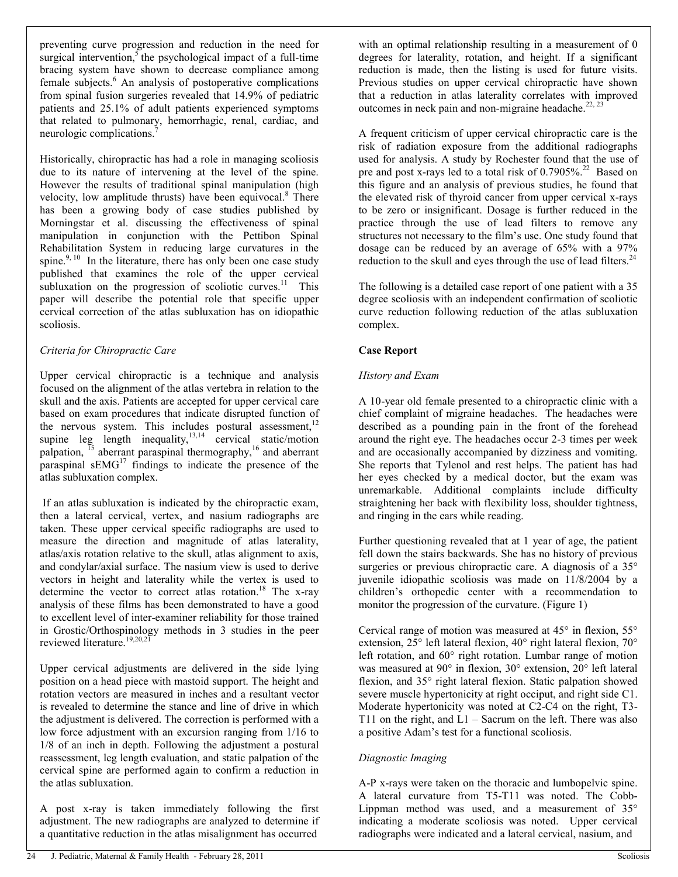preventing curve progression and reduction in the need for surgical intervention,[5] the psychological impact of a full-time bracing system have shown to decrease compliance among female subjects.[6] An analysis of postoperative complications from spinal fusion surgeries revealed that 14.9% of pediatric patients and 25.1% of adult patients experienced symptoms that related to pulmonary, hemorrhagic, renal, cardiac, and neurologic complications.[7]

Historically, chiropractic has had a role in managing scoliosis due to its nature of intervening at the level of the spine. However the results of traditional spinal manipulation (high velocity, low amplitude thrusts) have been equivocal.[8] There has been a growing body of case studies published by Morningstar et al. discussing the effectiveness of spinal manipulation in conjunction with the Pettibon Spinal Rehabilitation System in reducing large curvatures in the spine.[9, 10] In the literature, there has only been one case study published that examines the role of the upper cervical subluxation on the progression of scoliotic curves.[11] This paper will describe the potential role that specific upper cervical correction of the atlas subluxation has on idiopathic scoliosis.

*Criteria for Chiropractic Care*

Upper cervical chiropractic is a technique and analysis focused on the alignment of the atlas vertebra in relation to the skull and the axis. Patients are accepted for upper cervical care based on exam procedures that indicate disrupted function of the nervous system. This includes postural assessment,[12] supine leg length inequality,[13,14] cervical static/motion palpation, [15] aberrant paraspinal thermography,[16] and aberrant paraspinal sEMG[17] findings to indicate the presence of the atlas subluxation complex.

If an atlas subluxation is indicated by the chiropractic exam, then a lateral cervical, vertex, and nasium radiographs are taken. These upper cervical specific radiographs are used to measure the direction and magnitude of atlas laterality, atlas/axis rotation relative to the skull, atlas alignment to axis, and condylar/axial surface. The nasium view is used to derive vectors in height and laterality while the vertex is used to determine the vector to correct atlas rotation.[18] The x-ray analysis of these films has been demonstrated to have a good to excellent level of inter-examiner reliability for those trained in Grostic/Orthospinology methods in 3 studies in the peer reviewed literature.[19,20,21]

Upper cervical adjustments are delivered in the side lying position on a head piece with mastoid support. The height and rotation vectors are measured in inches and a resultant vector is revealed to determine the stance and line of drive in which the adjustment is delivered. The correction is performed with a low force adjustment with an excursion ranging from 1/16 to 1/8 of an inch in depth. Following the adjustment a postural reassessment, leg length evaluation, and static palpation of the cervical spine are performed again to confirm a reduction in the atlas subluxation.

A post x-ray is taken immediately following the first adjustment. The new radiographs are analyzed to determine if a quantitative reduction in the atlas misalignment has occurred with an optimal relationship resulting in a measurement of 0 degrees for laterality, rotation, and height. If a significant reduction is made, then the listing is used for future visits. Previous studies on upper cervical chiropractic have shown that a reduction in atlas laterality correlates with improved outcomes in neck pain and non-migraine headache.[22, 23]

A frequent criticism of upper cervical chiropractic care is the risk of radiation exposure from the additional radiographs used for analysis. A study by Rochester found that the use of pre and post x-rays led to a total risk of 0.7905%.[22] Based on this figure and an analysis of previous studies, he found that the elevated risk of thyroid cancer from upper cervical x-rays to be zero or insignificant. Dosage is further reduced in the practice through the use of lead filters to remove any structures not necessary to the film's use. One study found that dosage can be reduced by an average of 65% with a 97% reduction to the skull and eyes through the use of lead filters.[24]

The following is a detailed case report of one patient with a 35 degree scoliosis with an independent confirmation of scoliotic curve reduction following reduction of the atlas subluxation complex.

**Case Report**

*History and Exam*

A 10-year old female presented to a chiropractic clinic with a chief complaint of migraine headaches. The headaches were described as a pounding pain in the front of the forehead around the right eye. The headaches occur 2-3 times per week and are occasionally accompanied by dizziness and vomiting. She reports that Tylenol and rest helps. The patient has had her eyes checked by a medical doctor, but the exam was unremarkable. Additional complaints include difficulty straightening her back with flexibility loss, shoulder tightness, and ringing in the ears while reading.

Further questioning revealed that at 1 year of age, the patient fell down the stairs backwards. She has no history of previous surgeries or previous chiropractic care. A diagnosis of a 35° juvenile idiopathic scoliosis was made on 11/8/2004 by a children's orthopedic center with a recommendation to monitor the progression of the curvature. (Figure 1)

Cervical range of motion was measured at 45° in flexion, 55° extension, 25° left lateral flexion, 40° right lateral flexion, 70° left rotation, and 60° right rotation. Lumbar range of motion was measured at 90° in flexion, 30° extension, 20° left lateral flexion, and 35° right lateral flexion. Static palpation showed severe muscle hypertonicity at right occiput, and right side C1. Moderate hypertonicity was noted at C2-C4 on the right, T3-T11 on the right, and L1 – Sacrum on the left. There was also a positive Adam's test for a functional scoliosis.

*Diagnostic Imaging*

A-P x-rays were taken on the thoracic and lumbopelvic spine. A lateral curvature from T5-T11 was noted. The Cobb-Lippman method was used, and a measurement of 35° indicating a moderate scoliosis was noted. Upper cervical radiographs were indicated and a lateral cervical, nasium, and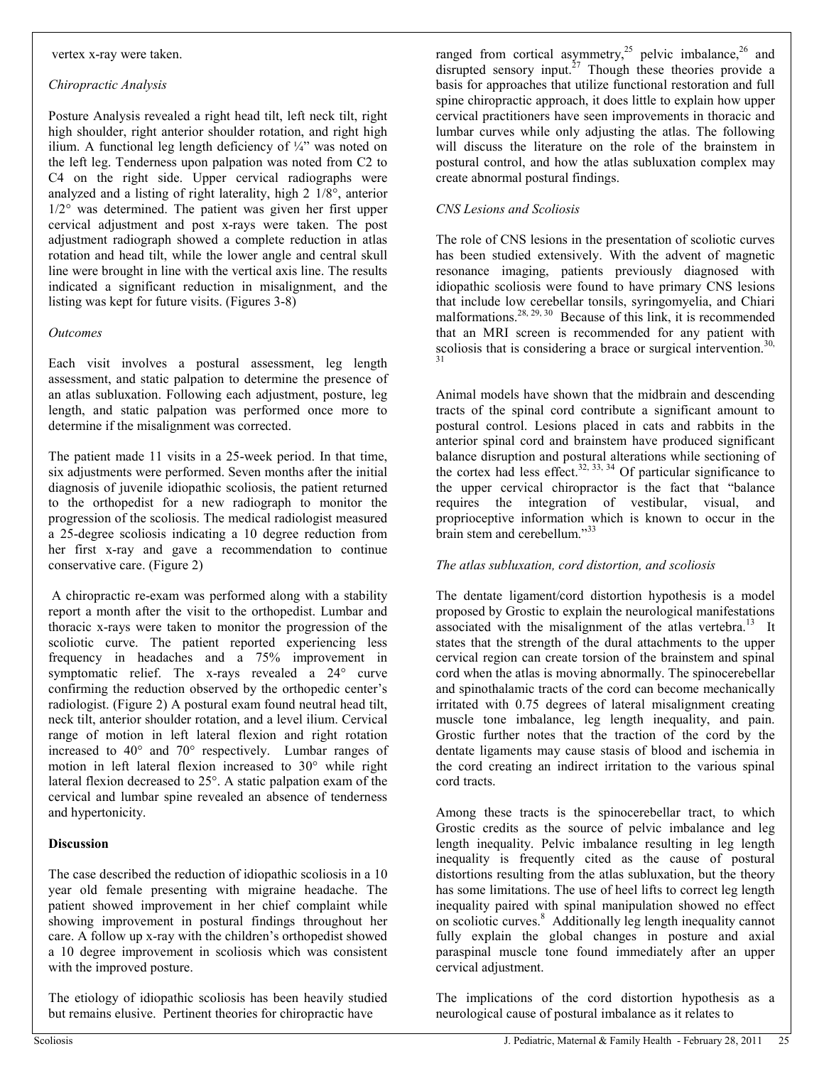vertex x-ray were taken.

*Chiropractic Analysis*

Posture Analysis revealed a right head tilt, left neck tilt, right high shoulder, right anterior shoulder rotation, and right high ilium. A functional leg length deficiency of ¼" was noted on the left leg. Tenderness upon palpation was noted from C2 to C4 on the right side. Upper cervical radiographs were analyzed and a listing of right laterality, high 2 1/8°, anterior 1/2° was determined. The patient was given her first upper cervical adjustment and post x-rays were taken. The post adjustment radiograph showed a complete reduction in atlas rotation and head tilt, while the lower angle and central skull line were brought in line with the vertical axis line. The results indicated a significant reduction in misalignment, and the listing was kept for future visits. (Figures 3-8)

*Outcomes*

Each visit involves a postural assessment, leg length assessment, and static palpation to determine the presence of an atlas subluxation. Following each adjustment, posture, leg length, and static palpation was performed once more to determine if the misalignment was corrected.

The patient made 11 visits in a 25-week period. In that time, six adjustments were performed. Seven months after the initial diagnosis of juvenile idiopathic scoliosis, the patient returned to the orthopedist for a new radiograph to monitor the progression of the scoliosis. The medical radiologist measured a 25-degree scoliosis indicating a 10 degree reduction from her first x-ray and gave a recommendation to continue conservative care. (Figure 2)

A chiropractic re-exam was performed along with a stability report a month after the visit to the orthopedist. Lumbar and thoracic x-rays were taken to monitor the progression of the scoliotic curve. The patient reported experiencing less frequency in headaches and a 75% improvement in symptomatic relief. The x-rays revealed a 24° curve confirming the reduction observed by the orthopedic center's radiologist. (Figure 2) A postural exam found neutral head tilt, neck tilt, anterior shoulder rotation, and a level ilium. Cervical range of motion in left lateral flexion and right rotation increased to 40° and 70° respectively. Lumbar ranges of motion in left lateral flexion increased to 30° while right lateral flexion decreased to 25°. A static palpation exam of the cervical and lumbar spine revealed an absence of tenderness and hypertonicity.

## Discussion

The case described the reduction of idiopathic scoliosis in a 10 year old female presenting with migraine headache. The patient showed improvement in her chief complaint while showing improvement in postural findings throughout her care. A follow up x-ray with the children's orthopedist showed a 10 degree improvement in scoliosis which was consistent with the improved posture.

The etiology of idiopathic scoliosis has been heavily studied but remains elusive. Pertinent theories for chiropractic have ranged from cortical asymmetry,[25] pelvic imbalance,[26] and disrupted sensory input.[27] Though these theories provide a basis for approaches that utilize functional restoration and full spine chiropractic approach, it does little to explain how upper cervical practitioners have seen improvements in thoracic and lumbar curves while only adjusting the atlas. The following will discuss the literature on the role of the brainstem in postural control, and how the atlas subluxation complex may create abnormal postural findings.

*CNS Lesions and Scoliosis*

The role of CNS lesions in the presentation of scoliotic curves has been studied extensively. With the advent of magnetic resonance imaging, patients previously diagnosed with idiopathic scoliosis were found to have primary CNS lesions that include low cerebellar tonsils, syringomyelia, and Chiari malformations.[28, 29, 30] Because of this link, it is recommended that an MRI screen is recommended for any patient with scoliosis that is considering a brace or surgical intervention.[30, 31]

Animal models have shown that the midbrain and descending tracts of the spinal cord contribute a significant amount to postural control. Lesions placed in cats and rabbits in the anterior spinal cord and brainstem have produced significant balance disruption and postural alterations while sectioning of the cortex had less effect.[32, 33, 34] Of particular significance to the upper cervical chiropractor is the fact that "balance requires the integration of vestibular, visual, and proprioceptive information which is known to occur in the brain stem and cerebellum."[33]

*The atlas subluxation, cord distortion, and scoliosis*

The dentate ligament/cord distortion hypothesis is a model proposed by Grostic to explain the neurological manifestations associated with the misalignment of the atlas vertebra.[13] It states that the strength of the dural attachments to the upper cervical region can create torsion of the brainstem and spinal cord when the atlas is moving abnormally. The spinocerebellar and spinothalamic tracts of the cord can become mechanically irritated with 0.75 degrees of lateral misalignment creating muscle tone imbalance, leg length inequality, and pain. Grostic further notes that the traction of the cord by the dentate ligaments may cause stasis of blood and ischemia in the cord creating an indirect irritation to the various spinal cord tracts.

Among these tracts is the spinocerebellar tract, to which Grostic credits as the source of pelvic imbalance and leg length inequality. Pelvic imbalance resulting in leg length inequality is frequently cited as the cause of postural distortions resulting from the atlas subluxation, but the theory has some limitations. The use of heel lifts to correct leg length inequality paired with spinal manipulation showed no effect on scoliotic curves.[8] Additionally leg length inequality cannot fully explain the global changes in posture and axial paraspinal muscle tone found immediately after an upper cervical adjustment.

The implications of the cord distortion hypothesis as a neurological cause of postural imbalance as it relates to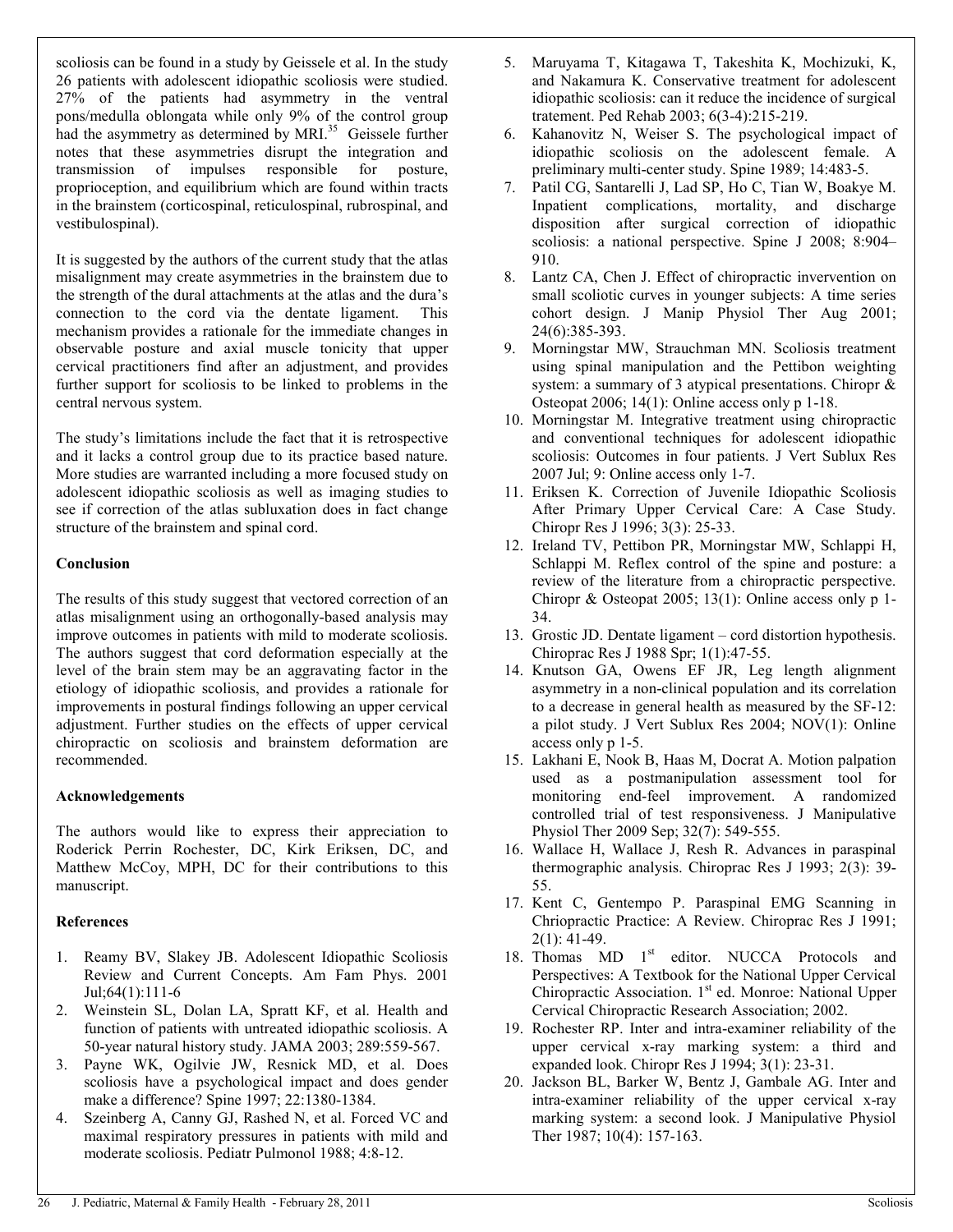scoliosis can be found in a study by Geissele et al. In the study 26 patients with adolescent idiopathic scoliosis were studied. 27% of the patients had asymmetry in the ventral pons/medulla oblongata while only 9% of the control group had the asymmetry as determined by MRI.[35] Geissele further notes that these asymmetries disrupt the integration and transmission of impulses responsible for posture, proprioception, and equilibrium which are found within tracts in the brainstem (corticospinal, reticulospinal, rubrospinal, and vestibulospinal).

It is suggested by the authors of the current study that the atlas misalignment may create asymmetries in the brainstem due to the strength of the dural attachments at the atlas and the dura's connection to the cord via the dentate ligament. This mechanism provides a rationale for the immediate changes in observable posture and axial muscle tonicity that upper cervical practitioners find after an adjustment, and provides further support for scoliosis to be linked to problems in the central nervous system.

The study's limitations include the fact that it is retrospective and it lacks a control group due to its practice based nature. More studies are warranted including a more focused study on adolescent idiopathic scoliosis as well as imaging studies to see if correction of the atlas subluxation does in fact change structure of the brainstem and spinal cord.

**Conclusion**

The results of this study suggest that vectored correction of an atlas misalignment using an orthogonally-based analysis may improve outcomes in patients with mild to moderate scoliosis. The authors suggest that cord deformation especially at the level of the brain stem may be an aggravating factor in the etiology of idiopathic scoliosis, and provides a rationale for improvements in postural findings following an upper cervical adjustment. Further studies on the effects of upper cervical chiropractic on scoliosis and brainstem deformation are recommended.

**Acknowledgements**

The authors would like to express their appreciation to Roderick Perrin Rochester, DC, Kirk Eriksen, DC, and Matthew McCoy, MPH, DC for their contributions to this manuscript.

**References**

1. Reamy BV, Slakey JB. Adolescent Idiopathic Scoliosis Review and Current Concepts. Am Fam Phys. 2001 Jul;64(1):111-6
2. Weinstein SL, Dolan LA, Spratt KF, et al. Health and function of patients with untreated idiopathic scoliosis. A 50-year natural history study. JAMA 2003; 289:559-567.
3. Payne WK, Ogilvie JW, Resnick MD, et al. Does scoliosis have a psychological impact and does gender make a difference? Spine 1997; 22:1380-1384.
4. Szeinberg A, Canny GJ, Rashed N, et al. Forced VC and maximal respiratory pressures in patients with mild and moderate scoliosis. Pediatr Pulmonol 1988; 4:8-12.
5. Maruyama T, Kitagawa T, Takeshita K, Mochizuki, K, and Nakamura K. Conservative treatment for adolescent idiopathic scoliosis: can it reduce the incidence of surgical tratement. Ped Rehab 2003; 6(3-4):215-219.
6. Kahanovitz N, Weiser S. The psychological impact of idiopathic scoliosis on the adolescent female. A preliminary multi-center study. Spine 1989; 14:483-5.
7. Patil CG, Santarelli J, Lad SP, Ho C, Tian W, Boakye M. Inpatient complications, mortality, and discharge disposition after surgical correction of idiopathic scoliosis: a national perspective. Spine J 2008; 8:904–910.
8. Lantz CA, Chen J. Effect of chiropractic invervention on small scoliotic curves in younger subjects: A time series cohort design. J Manip Physiol Ther Aug 2001; 24(6):385-393.
9. Morningstar MW, Strauchman MN. Scoliosis treatment using spinal manipulation and the Pettibon weighting system: a summary of 3 atypical presentations. Chiropr & Osteopat 2006; 14(1): Online access only p 1-18.
10. Morningstar M. Integrative treatment using chiropractic and conventional techniques for adolescent idiopathic scoliosis: Outcomes in four patients. J Vert Sublux Res 2007 Jul; 9: Online access only 1-7.
11. Eriksen K. Correction of Juvenile Idiopathic Scoliosis After Primary Upper Cervical Care: A Case Study. Chiropr Res J 1996; 3(3): 25-33.
12. Ireland TV, Pettibon PR, Morningstar MW, Schlappi H, Schlappi M. Reflex control of the spine and posture: a review of the literature from a chiropractic perspective. Chiropr & Osteopat 2005; 13(1): Online access only p 1-34.
13. Grostic JD. Dentate ligament – cord distortion hypothesis. Chiroprac Res J 1988 Spr; 1(1):47-55.
14. Knutson GA, Owens EF JR, Leg length alignment asymmetry in a non-clinical population and its correlation to a decrease in general health as measured by the SF-12: a pilot study. J Vert Sublux Res 2004; NOV(1): Online access only p 1-5.
15. Lakhani E, Nook B, Haas M, Docrat A. Motion palpation used as a postmanipulation assessment tool for monitoring end-feel improvement. A randomized controlled trial of test responsiveness. J Manipulative Physiol Ther 2009 Sep; 32(7): 549-555.
16. Wallace H, Wallace J, Resh R. Advances in paraspinal thermographic analysis. Chiroprac Res J 1993; 2(3): 39-55.
17. Kent C, Gentempo P. Paraspinal EMG Scanning in Chriopractic Practice: A Review. Chiroprac Res J 1991; 2(1): 41-49.
18. Thomas MD 1st editor. NUCCA Protocols and Perspectives: A Textbook for the National Upper Cervical Chiropractic Association. 1st ed. Monroe: National Upper Cervical Chiropractic Research Association; 2002.
19. Rochester RP. Inter and intra-examiner reliability of the upper cervical x-ray marking system: a third and expanded look. Chiropr Res J 1994; 3(1): 23-31.
20. Jackson BL, Barker W, Bentz J, Gambale AG. Inter and intra-examiner reliability of the upper cervical x-ray marking system: a second look. J Manipulative Physiol Ther 1987; 10(4): 157-163.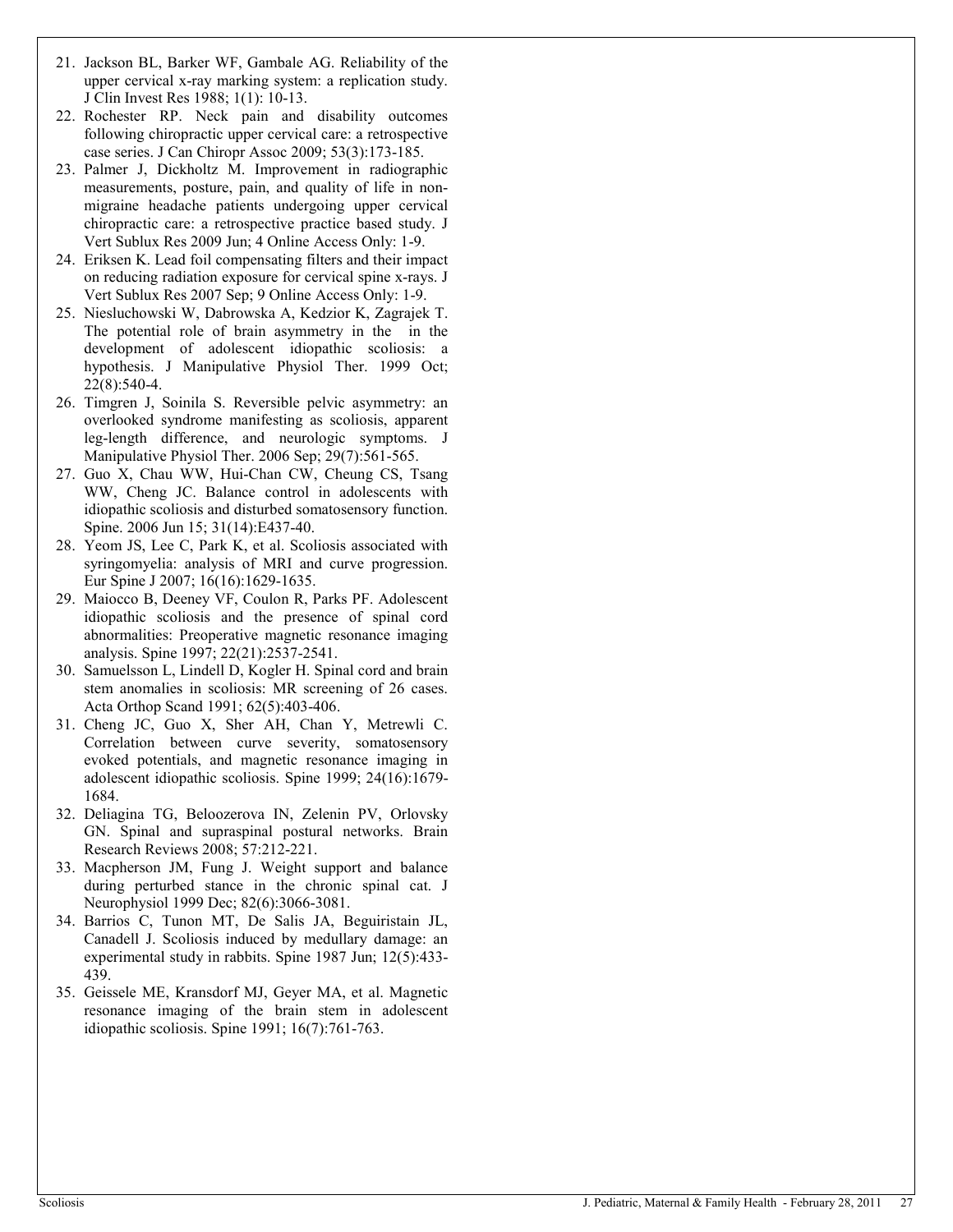21. Jackson BL, Barker WF, Gambale AG. Reliability of the upper cervical x-ray marking system: a replication study. J Clin Invest Res 1988; 1(1): 10-13.
22. Rochester RP. Neck pain and disability outcomes following chiropractic upper cervical care: a retrospective case series. J Can Chiropr Assoc 2009; 53(3):173-185.
23. Palmer J, Dickholtz M. Improvement in radiographic measurements, posture, pain, and quality of life in non-migraine headache patients undergoing upper cervical chiropractic care: a retrospective practice based study. J Vert Sublux Res 2009 Jun; 4 Online Access Only: 1-9.
24. Eriksen K. Lead foil compensating filters and their impact on reducing radiation exposure for cervical spine x-rays. J Vert Sublux Res 2007 Sep; 9 Online Access Only: 1-9.
25. Niesluchowski W, Dabrowska A, Kedzior K, Zagrajek T. The potential role of brain asymmetry in the in the development of adolescent idiopathic scoliosis: a hypothesis. J Manipulative Physiol Ther. 1999 Oct; 22(8):540-4.
26. Timgren J, Soinila S. Reversible pelvic asymmetry: an overlooked syndrome manifesting as scoliosis, apparent leg-length difference, and neurologic symptoms. J Manipulative Physiol Ther. 2006 Sep; 29(7):561-565.
27. Guo X, Chau WW, Hui-Chan CW, Cheung CS, Tsang WW, Cheng JC. Balance control in adolescents with idiopathic scoliosis and disturbed somatosensory function. Spine. 2006 Jun 15; 31(14):E437-40.
28. Yeom JS, Lee C, Park K, et al. Scoliosis associated with syringomyelia: analysis of MRI and curve progression. Eur Spine J 2007; 16(16):1629-1635.
29. Maiocco B, Deeney VF, Coulon R, Parks PF. Adolescent idiopathic scoliosis and the presence of spinal cord abnormalities: Preoperative magnetic resonance imaging analysis. Spine 1997; 22(21):2537-2541.
30. Samuelsson L, Lindell D, Kogler H. Spinal cord and brain stem anomalies in scoliosis: MR screening of 26 cases. Acta Orthop Scand 1991; 62(5):403-406.
31. Cheng JC, Guo X, Sher AH, Chan Y, Metrewli C. Correlation between curve severity, somatosensory evoked potentials, and magnetic resonance imaging in adolescent idiopathic scoliosis. Spine 1999; 24(16):1679-1684.
32. Deliagina TG, Beloozerova IN, Zelenin PV, Orlovsky GN. Spinal and supraspinal postural networks. Brain Research Reviews 2008; 57:212-221.
33. Macpherson JM, Fung J. Weight support and balance during perturbed stance in the chronic spinal cat. J Neurophysiol 1999 Dec; 82(6):3066-3081.
34. Barrios C, Tunon MT, De Salis JA, Beguiristain JL, Canadell J. Scoliosis induced by medullary damage: an experimental study in rabbits. Spine 1987 Jun; 12(5):433-439.
35. Geissele ME, Kransdorf MJ, Geyer MA, et al. Magnetic resonance imaging of the brain stem in adolescent idiopathic scoliosis. Spine 1991; 16(7):761-763.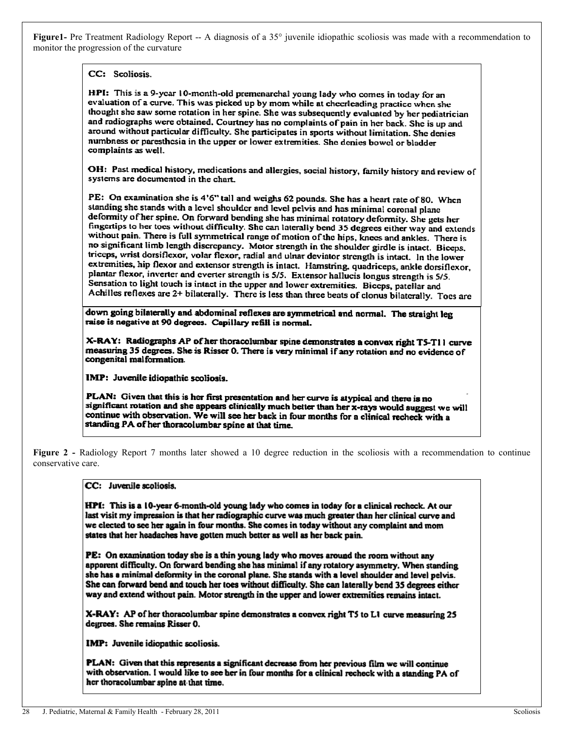**Figure1-** Pre Treatment Radiology Report -- A diagnosis of a 35° juvenile idiopathic scoliosis was made with a recommendation to monitor the progression of the curvature

**CC:** Scoliosis.

**HPI:** This is a 9-year 10-month-old premenarchal young lady who comes in today for an evaluation of a curve. This was picked up by mom while at cheerleading practice when she thought she saw some rotation in her spine. She was subsequently evaluated by her pediatrician and radiographs were obtained. Courtney has no complaints of pain in her back. She is up and around without particular difficulty. She participates in sports without limitation. She denies numbness or paresthesia in the upper or lower extremities. She denies bowel or bladder complaints as well.

**OH:** Past medical history, medications and allergies, social history, family history and review of systems are documented in the chart.

**PE:** On examination she is 4'6" tall and weighs 62 pounds. She has a heart rate of 80. When standing she stands with a level shoulder and level pelvis and has minimal coronal plane deformity of her spine. On forward bending she has minimal rotatory deformity. She gets her fingertips to her toes without difficulty. She can laterally bend 35 degrees either way and extends without pain. There is full symmetrical range of motion of the hips, knees and ankles. There is no significant limb length discrepancy. Motor strength in the shoulder girdle is intact. Biceps, triceps, wrist dorsiflexor, volar flexor, radial and ulnar deviator strength is intact. In the lower extremities, hip flexor and extensor strength is intact. Hamstring, quadriceps, ankle dorsiflexor, plantar flexor, inverter and everter strength is 5/5. Extensor hallucis longus strength is 5/5. Sensation to light touch is intact in the upper and lower extremities. Biceps, patellar and Achilles reflexes are 2+ bilaterally. There is less than three beats of clonus bilaterally. Toes are down going bilaterally and abdominal reflexes are symmetrical and normal. The straight leg raise is negative at 90 degrees. Capillary refill is normal.

**X-RAY:** Radiographs AP of her thoracolumbar spine demonstrates a convex right T5-T11 curve measuring 35 degrees. She is Risser 0. There is very minimal if any rotation and no evidence of congenital malformation.

**IMP:** Juvenile idiopathic scoliosis.

**PLAN:** Given that this is her first presentation and her curve is atypical and there is no significant rotation and she appears clinically much better than her x-rays would suggest we will continue with observation. We will see her back in four months for a clinical recheck with a standing PA of her thoracolumbar spine at that time.

**Figure 2 -** Radiology Report 7 months later showed a 10 degree reduction in the scoliosis with a recommendation to continue conservative care.

**CC:** Juvenile scoliosis.

**HPI:** This is a 10-year 6-month-old young lady who comes in today for a clinical recheck. At our last visit my impression is that her radiographic curve was much greater than her clinical curve and we elected to see her again in four months. She comes in today without any complaint and mom states that her headaches have gotten much better as well as her back pain.

**PE:** On examination today she is a thin young lady who moves around the room without any apparent difficulty. On forward bending she has minimal if any rotatory asymmetry. When standing she has a minimal deformity in the coronal plane. She stands with a level shoulder and level pelvis. She can forward bend and touch her toes without difficulty. She can laterally bend 35 degrees either way and extend without pain. Motor strength in the upper and lower extremities remains intact.

**X-RAY:** AP of her thoracolumbar spine demonstrates a convex right T5 to L1 curve measuring 25 degrees. She remains Risser 0.

**IMP:** Juvenile idiopathic scoliosis.

**PLAN:** Given that this represents a significant decrease from her previous film we will continue with observation. I would like to see her in four months for a clinical recheck with a standing PA of her thoracolumbar spine at that time.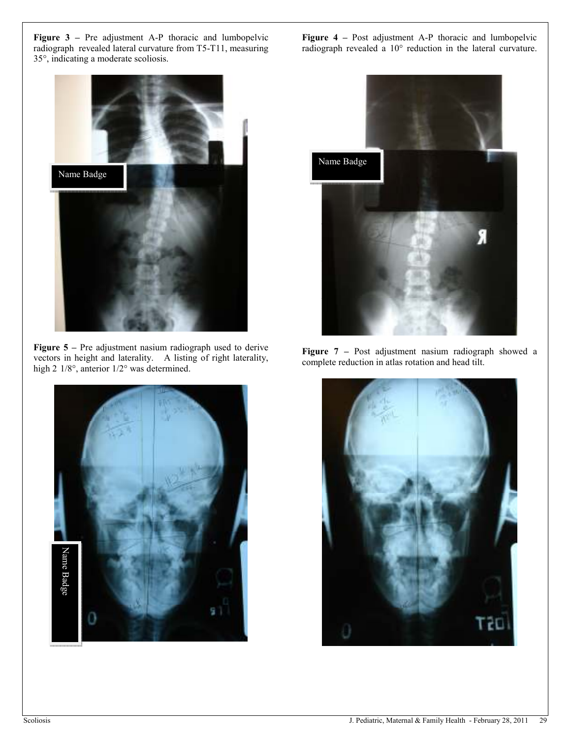**Figure 3 –** Pre adjustment A-P thoracic and lumbopelvic radiograph revealed lateral curvature from T5-T11, measuring 35°, indicating a moderate scoliosis.

**Figure 4 –** Post adjustment A-P thoracic and lumbopelvic radiograph revealed a 10° reduction in the lateral curvature.

**Figure 5 –** Pre adjustment nasium radiograph used to derive vectors in height and laterality. A listing of right laterality, high 2 1/8°, anterior 1/2° was determined.

**Figure 7 –** Post adjustment nasium radiograph showed a complete reduction in atlas rotation and head tilt.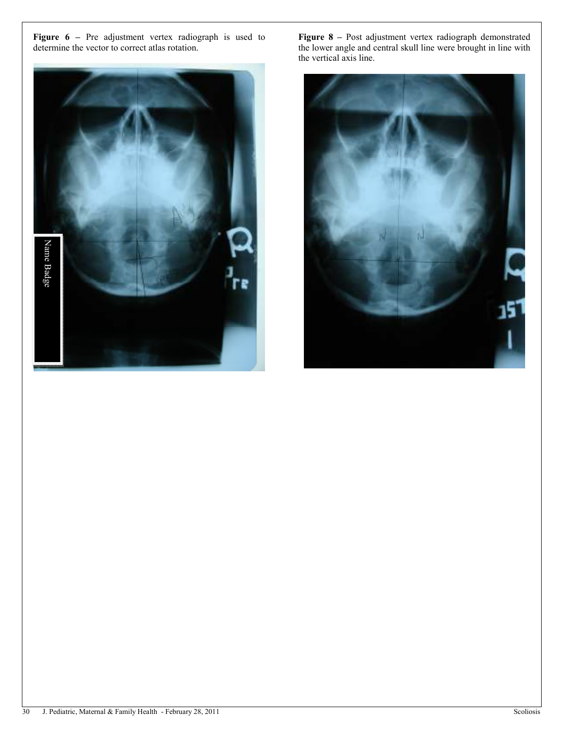**Figure 6 –** Pre adjustment vertex radiograph is used to determine the vector to correct atlas rotation.

**Figure 8 –** Post adjustment vertex radiograph demonstrated the lower angle and central skull line were brought in line with the vertical axis line.